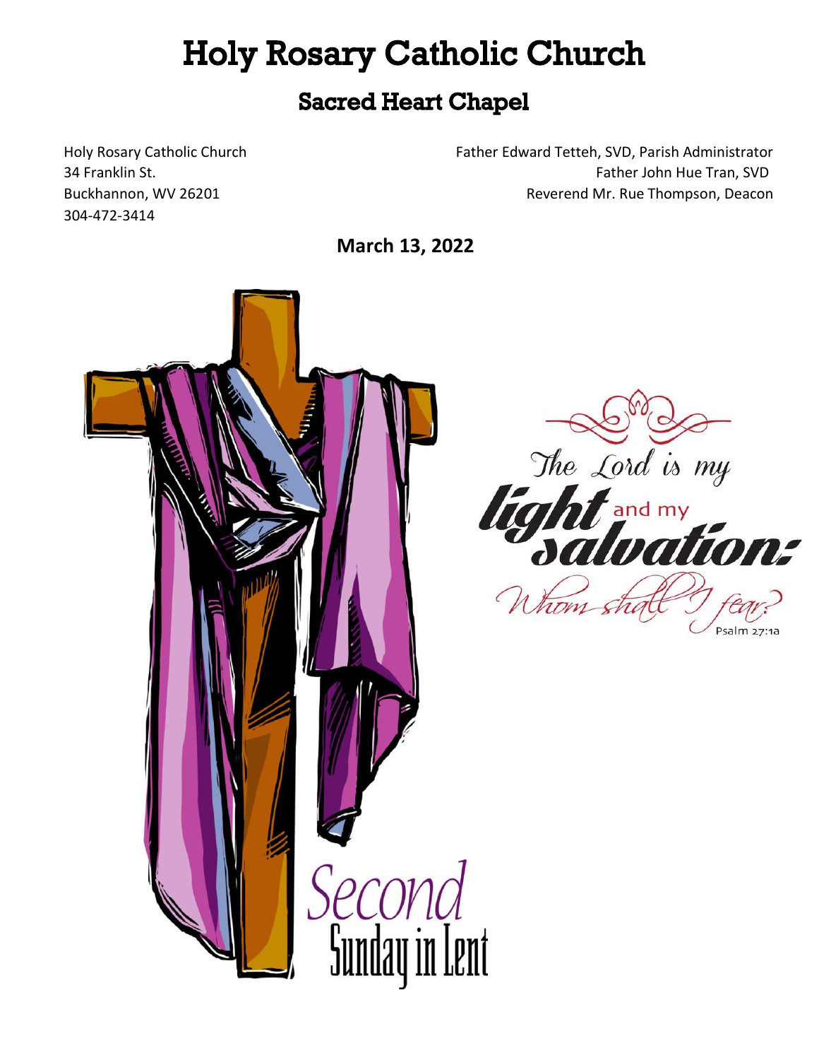# Holy Rosary Catholic Church

## Sacred Heart Chapel

Holy Rosary Catholic Church
34 Franklin St.
Buckhannon, WV 26201
304-472-3414

Father Edward Tetteh, SVD, Parish Administrator
Father John Hue Tran, SVD
Reverend Mr. Rue Thompson, Deacon

**March 13, 2022**

The Lord is my light and my salvation: Whom shall I fear?
Psalm 27:1a

Second Sunday in Lent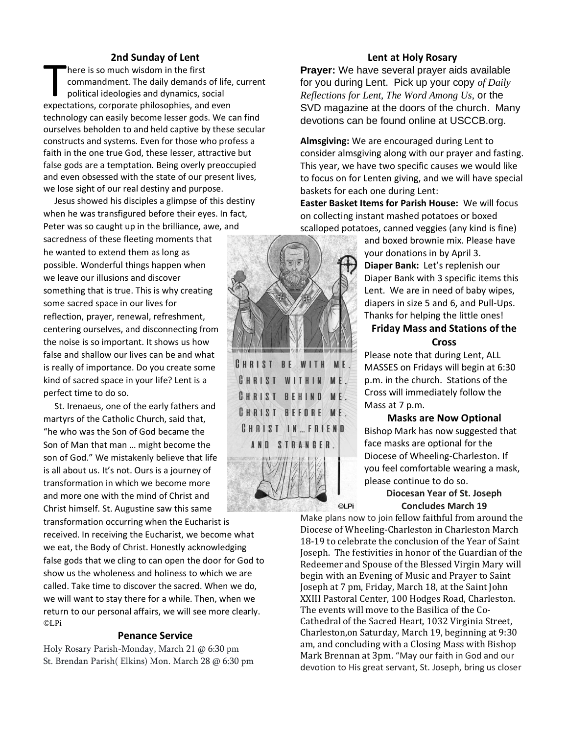## 2nd Sunday of Lent

There is so much wisdom in the first commandment. The daily demands of life, current political ideologies and dynamics, social expectations, corporate philosophies, and even technology can easily become lesser gods. We can find ourselves beholden to and held captive by these secular constructs and systems. Even for those who profess a faith in the one true God, these lesser, attractive but false gods are a temptation. Being overly preoccupied and even obsessed with the state of our present lives, we lose sight of our real destiny and purpose.

Jesus showed his disciples a glimpse of this destiny when he was transfigured before their eyes. In fact, Peter was so caught up in the brilliance, awe, and sacredness of these fleeting moments that he wanted to extend them as long as possible. Wonderful things happen when we leave our illusions and discover something that is true. This is why creating some sacred space in our lives for reflection, prayer, renewal, refreshment, centering ourselves, and disconnecting from the noise is so important. It shows us how false and shallow our lives can be and what is really of importance. Do you create some kind of sacred space in your life? Lent is a perfect time to do so.

St. Irenaeus, one of the early fathers and martyrs of the Catholic Church, said that, "he who was the Son of God became the Son of Man that man … might become the son of God." We mistakenly believe that life is all about us. It's not. Ours is a journey of transformation in which we become more and more one with the mind of Christ and Christ himself. St. Augustine saw this same transformation occurring when the Eucharist is received. In receiving the Eucharist, we become what we eat, the Body of Christ. Honestly acknowledging false gods that we cling to can open the door for God to show us the wholeness and holiness to which we are called. Take time to discover the sacred. When we do, we will want to stay there for a while. Then, when we return to our personal affairs, we will see more clearly. ©LPi

CHRIST BE WITH ME.
CHRIST WITHIN ME.
CHRIST BEHIND ME.
CHRIST BEFORE ME.
CHRIST IN…FRIEND
AND STRANGER.

©LPi

## Penance Service

Holy Rosary Parish-Monday, March 21 @ 6:30 pm
St. Brendan Parish( Elkins) Mon. March 28 @ 6:30 pm

## Lent at Holy Rosary

**Prayer:** We have several prayer aids available for you during Lent. Pick up your copy *of Daily Reflections for Lent, The Word Among Us*, or the SVD magazine at the doors of the church. Many devotions can be found online at USCCB.org.

**Almsgiving:** We are encouraged during Lent to consider almsgiving along with our prayer and fasting. This year, we have two specific causes we would like to focus on for Lenten giving, and we will have special baskets for each one during Lent:

**Easter Basket Items for Parish House:** We will focus on collecting instant mashed potatoes or boxed scalloped potatoes, canned veggies (any kind is fine) and boxed brownie mix. Please have your donations in by April 3.

**Diaper Bank:** Let's replenish our Diaper Bank with 3 specific items this Lent. We are in need of baby wipes, diapers in size 5 and 6, and Pull-Ups. Thanks for helping the little ones!

## Friday Mass and Stations of the Cross

Please note that during Lent, ALL MASSES on Fridays will begin at 6:30 p.m. in the church. Stations of the Cross will immediately follow the Mass at 7 p.m.

## Masks are Now Optional

Bishop Mark has now suggested that face masks are optional for the Diocese of Wheeling-Charleston. If you feel comfortable wearing a mask, please continue to do so.

## Diocesan Year of St. Joseph Concludes March 19

Make plans now to join fellow faithful from around the Diocese of Wheeling-Charleston in Charleston March 18-19 to celebrate the conclusion of the Year of Saint Joseph. The festivities in honor of the Guardian of the Redeemer and Spouse of the Blessed Virgin Mary will begin with an Evening of Music and Prayer to Saint Joseph at 7 pm, Friday, March 18, at the Saint John XXIII Pastoral Center, 100 Hodges Road, Charleston. The events will move to the Basilica of the Co-Cathedral of the Sacred Heart, 1032 Virginia Street, Charleston,on Saturday, March 19, beginning at 9:30 am, and concluding with a Closing Mass with Bishop Mark Brennan at 3pm. "May our faith in God and our devotion to His great servant, St. Joseph, bring us closer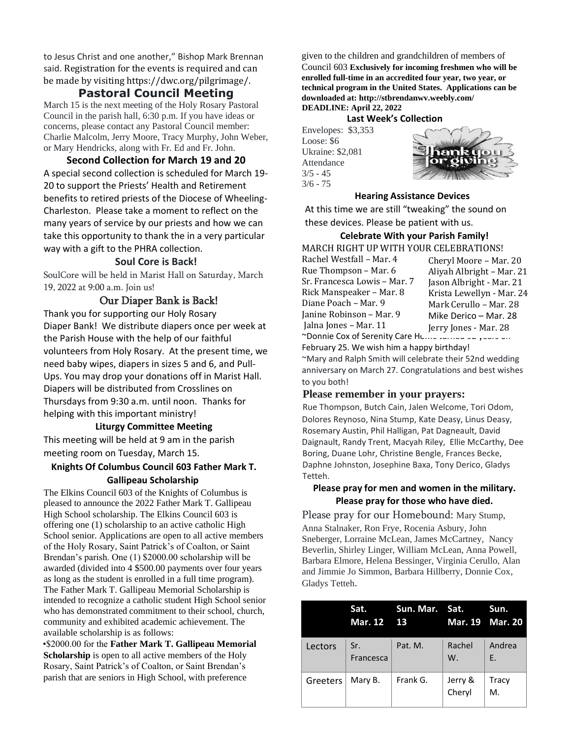to Jesus Christ and one another," Bishop Mark Brennan said. Registration for the events is required and can be made by visiting https://dwc.org/pilgrimage/.

## Pastoral Council Meeting

March 15 is the next meeting of the Holy Rosary Pastoral Council in the parish hall, 6:30 p.m. If you have ideas or concerns, please contact any Pastoral Council member: Charlie Malcolm, Jerry Moore, Tracy Murphy, John Weber, or Mary Hendricks, along with Fr. Ed and Fr. John.

### Second Collection for March 19 and 20

A special second collection is scheduled for March 19-20 to support the Priests' Health and Retirement benefits to retired priests of the Diocese of Wheeling-Charleston. Please take a moment to reflect on the many years of service by our priests and how we can take this opportunity to thank the in a very particular way with a gift to the PHRA collection.

### Soul Core is Back!

SoulCore will be held in Marist Hall on Saturday, March 19, 2022 at 9:00 a.m. Join us!

### Our Diaper Bank is Back!

Thank you for supporting our Holy Rosary Diaper Bank! We distribute diapers once per week at the Parish House with the help of our faithful volunteers from Holy Rosary. At the present time, we need baby wipes, diapers in sizes 5 and 6, and Pull-Ups. You may drop your donations off in Marist Hall. Diapers will be distributed from Crosslines on Thursdays from 9:30 a.m. until noon. Thanks for helping with this important ministry!

### Liturgy Committee Meeting

This meeting will be held at 9 am in the parish meeting room on Tuesday, March 15.

### Knights Of Columbus Council 603 Father Mark T. Gallipeau Scholarship

The Elkins Council 603 of the Knights of Columbus is pleased to announce the 2022 Father Mark T. Gallipeau High School scholarship. The Elkins Council 603 is offering one (1) scholarship to an active catholic High School senior. Applications are open to all active members of the Holy Rosary, Saint Patrick's of Coalton, or Saint Brendan's parish. One (1) $2000.00 scholarship will be awarded (divided into 4 $500.00 payments over four years as long as the student is enrolled in a full time program). The Father Mark T. Gallipeau Memorial Scholarship is intended to recognize a catholic student High School senior who has demonstrated commitment to their school, church, community and exhibited academic achievement. The available scholarship is as follows:

•$2000.00 for the **Father Mark T. Gallipeau Memorial Scholarship** is open to all active members of the Holy Rosary, Saint Patrick's of Coalton, or Saint Brendan's parish that are seniors in High School, with preference given to the children and grandchildren of members of Council 603 **Exclusively for incoming freshmen who will be enrolled full-time in an accredited four year, two year, or technical program in the United States. Applications can be downloaded at: http://stbrendanwv.weebly.com/ DEADLINE: April 22, 2022**

### Last Week's Collection

Envelopes: $3,353
Loose: $6
Ukraine: $2,081
Attendance
3/5 - 45
3/6 - 75

### Hearing Assistance Devices

At this time we are still "tweaking" the sound on these devices. Please be patient with us.

### Celebrate With your Parish Family!

MARCH RIGHT UP WITH YOUR CELEBRATIONS!

Rachel Westfall – Mar. 4
Rue Thompson – Mar. 6
Sr. Francesca Lowis – Mar. 7
Rick Manspeaker – Mar. 8
Diane Poach – Mar. 9
Janine Robinson – Mar. 9
Jalna Jones – Mar. 11
Cheryl Moore – Mar. 20
Aliyah Albright – Mar. 21
Jason Albright - Mar. 21
Krista Lewellyn - Mar. 24
Mark Cerullo – Mar. 28
Mike Derico – Mar. 28
Jerry Jones - Mar. 28

~Donnie Cox of Serenity Care Home turned 92 years on February 25. We wish him a happy birthday!

~Mary and Ralph Smith will celebrate their 52nd wedding anniversary on March 27. Congratulations and best wishes to you both!

### Please remember in your prayers:

Rue Thompson, Butch Cain, Jalen Welcome, Tori Odom, Dolores Reynoso, Nina Stump, Kate Deasy, Linus Deasy, Rosemary Austin, Phil Halligan, Pat Dagneault, David Daignault, Randy Trent, Macyah Riley, Ellie McCarthy, Dee Boring, Duane Lohr, Christine Bengle, Frances Becke, Daphne Johnston, Josephine Baxa, Tony Derico, Gladys Tetteh.

**Please pray for men and women in the military.**
**Please pray for those who have died.**

Please pray for our Homebound: Mary Stump, Anna Stalnaker, Ron Frye, Rocenia Asbury, John Sneberger, Lorraine McLean, James McCartney, Nancy Beverlin, Shirley Linger, William McLean, Anna Powell, Barbara Elmore, Helena Bessinger, Virginia Cerullo, Alan and Jimmie Jo Simmon, Barbara Hillberry, Donnie Cox, Gladys Tetteh.

| | Sat. Mar. 12 | Sun. Mar. 13 | Sat. Mar. 19 | Sun. Mar. 20 |
|---|---|---|---|---|
| Lectors | Sr. Francesca | Pat. M. | Rachel W. | Andrea E. |
| Greeters | Mary B. | Frank G. | Jerry & Cheryl | Tracy M. |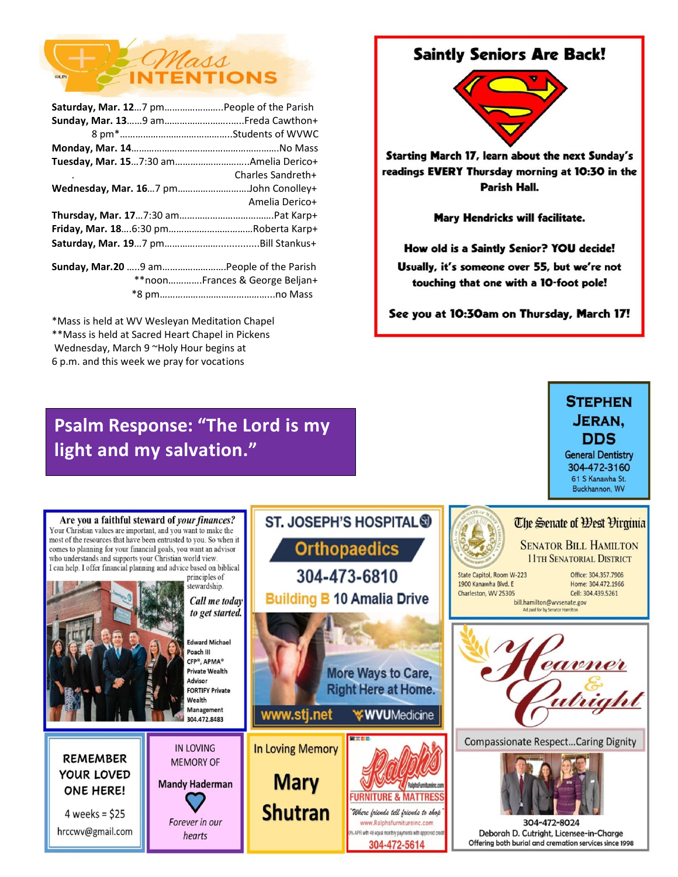# Mass INTENTIONS

**Saturday, Mar. 12**…7 pm…………………..People of the Parish
**Sunday, Mar. 13**……9 am………………………..Freda Cawthon+
8 pm*……………………………………..Students of WVWC
**Monday, Mar. 14**………………………………………………No Mass
**Tuesday, Mar. 15**…7:30 am………………………..Amelia Derico+
Charles Sandreth+
**Wednesday, Mar. 16**…7 pm………………………John Conolley+
Amelia Derico+
**Thursday, Mar. 17**…7:30 am………………………………Pat Karp+
**Friday, Mar. 18**….6:30 pm……………………………Roberta Karp+
**Saturday, Mar. 19**…7 pm………………….............Bill Stankus+

**Sunday, Mar.20** …..9 am……………………People of the Parish
**noon…………Frances & George Beljan+
*8 pm……………………………………..no Mass

*Mass is held at WV Wesleyan Meditation Chapel
**Mass is held at Sacred Heart Chapel in Pickens
Wednesday, March 9 ~Holy Hour begins at 6 p.m. and this week we pray for vocations

## Saintly Seniors Are Back!

**Starting March 17, learn about the next Sunday's readings EVERY Thursday morning at 10:30 in the Parish Hall.**

**Mary Hendricks will facilitate.**

**How old is a Saintly Senior? YOU decide! Usually, it's someone over 55, but we're not touching that one with a 10-foot pole!**

**See you at 10:30am on Thursday, March 17!**

## Psalm Response: "The Lord is my light and my salvation."

**STEPHEN JERAN, DDS**
General Dentistry
304-472-3160
61 S Kanawha St.
Buckhannon, WV

**Are you a faithful steward of *your finances?***
Your Christian values are important, and you want to make the most of the resources that have been entrusted to you. So when it comes to planning for your financial goals, you want an advisor who understands and supports your Christian world view.
I can help. I offer financial planning and advice based on biblical principles of stewardship.
*Call me today to get started.*
Edward Michael Poach III
CFP®, APMA®
Private Wealth Advisor
FORTIFY Private Wealth Management
304.472.8483

ST. JOSEPH'S HOSPITAL
Orthopaedics
304-473-6810
Building B 10 Amalia Drive
More Ways to Care, Right Here at Home.
www.stj.net WVUMedicine

The Senate of West Virginia
SENATOR BILL HAMILTON
11TH SENATORIAL DISTRICT
State Capitol, Room W-223
1900 Kanawha Blvd. E
Charleston, WV 25305
Office: 304.357.7906
Home: 304.472.1966
Cell: 304.439.5261
bill.hamilton@wvsenate.gov
Ad paid for by Senator Hamilton

Heavner & Cutright
Compassionate Respect…Caring Dignity
304-472-8024
Deborah D. Cutright, Licensee-in-Charge
Offering both burial and cremation services since 1998

REMEMBER YOUR LOVED ONE HERE!
4 weeks = $25
hrccwv@gmail.com

IN LOVING MEMORY OF
Mandy Haderman
*Forever in our hearts*

In Loving Memory
**Mary Shutran**

Ralph's
FURNITURE & MATTRESS
*"Where friends tell friends to shop"*
www.Ralphsfurnitureinc.com
0% APR with 48 equal monthly payments with approved credit
304-472-5614